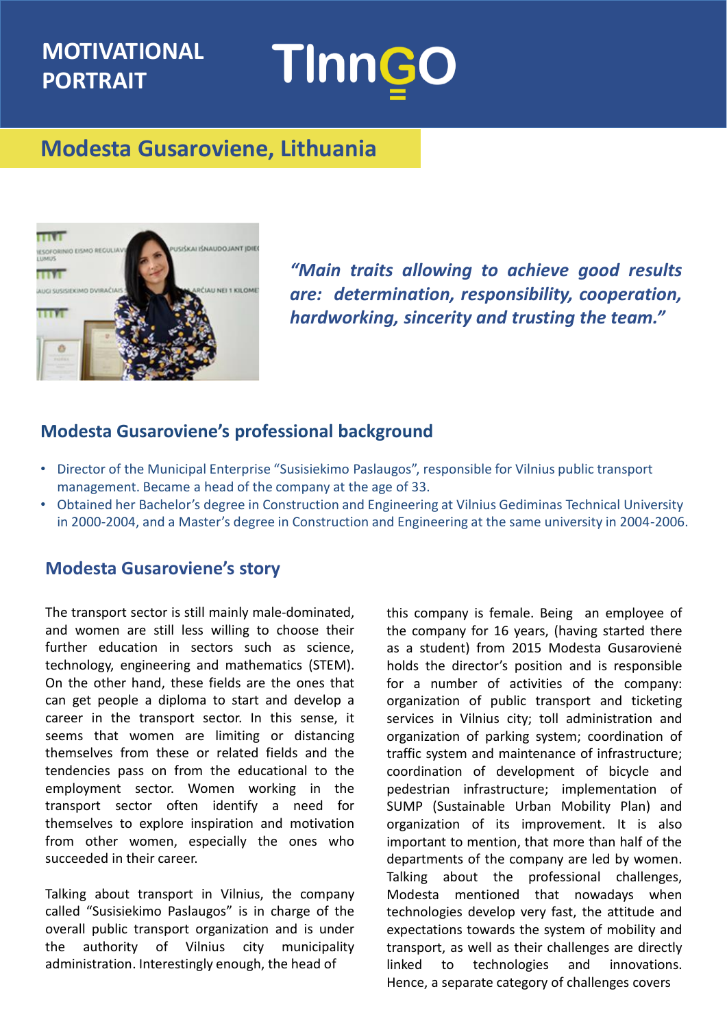MOTIVATIONAL PORTRAIT

TInnGO

# Modesta Gusaroviene, Lithuania

*"Main traits allowing to achieve good results are: determination, responsibility, cooperation, hardworking, sincerity and trusting the team."*

## Modesta Gusaroviene's professional background

- Director of the Municipal Enterprise "Susisiekimo Paslaugos", responsible for Vilnius public transport management. Became a head of the company at the age of 33.
- Obtained her Bachelor's degree in Construction and Engineering at Vilnius Gediminas Technical University in 2000-2004, and a Master's degree in Construction and Engineering at the same university in 2004-2006.

## Modesta Gusaroviene's story

The transport sector is still mainly male-dominated, and women are still less willing to choose their further education in sectors such as science, technology, engineering and mathematics (STEM). On the other hand, these fields are the ones that can get people a diploma to start and develop a career in the transport sector. In this sense, it seems that women are limiting or distancing themselves from these or related fields and the tendencies pass on from the educational to the employment sector. Women working in the transport sector often identify a need for themselves to explore inspiration and motivation from other women, especially the ones who succeeded in their career.

Talking about transport in Vilnius, the company called "Susisiekimo Paslaugos" is in charge of the overall public transport organization and is under the authority of Vilnius city municipality administration. Interestingly enough, the head of this company is female. Being an employee of the company for 16 years, (having started there as a student) from 2015 Modesta Gusarovienė holds the director's position and is responsible for a number of activities of the company: organization of public transport and ticketing services in Vilnius city; toll administration and organization of parking system; coordination of traffic system and maintenance of infrastructure; coordination of development of bicycle and pedestrian infrastructure; implementation of SUMP (Sustainable Urban Mobility Plan) and organization of its improvement. It is also important to mention, that more than half of the departments of the company are led by women. Talking about the professional challenges, Modesta mentioned that nowadays when technologies develop very fast, the attitude and expectations towards the system of mobility and transport, as well as their challenges are directly linked to technologies and innovations. Hence, a separate category of challenges covers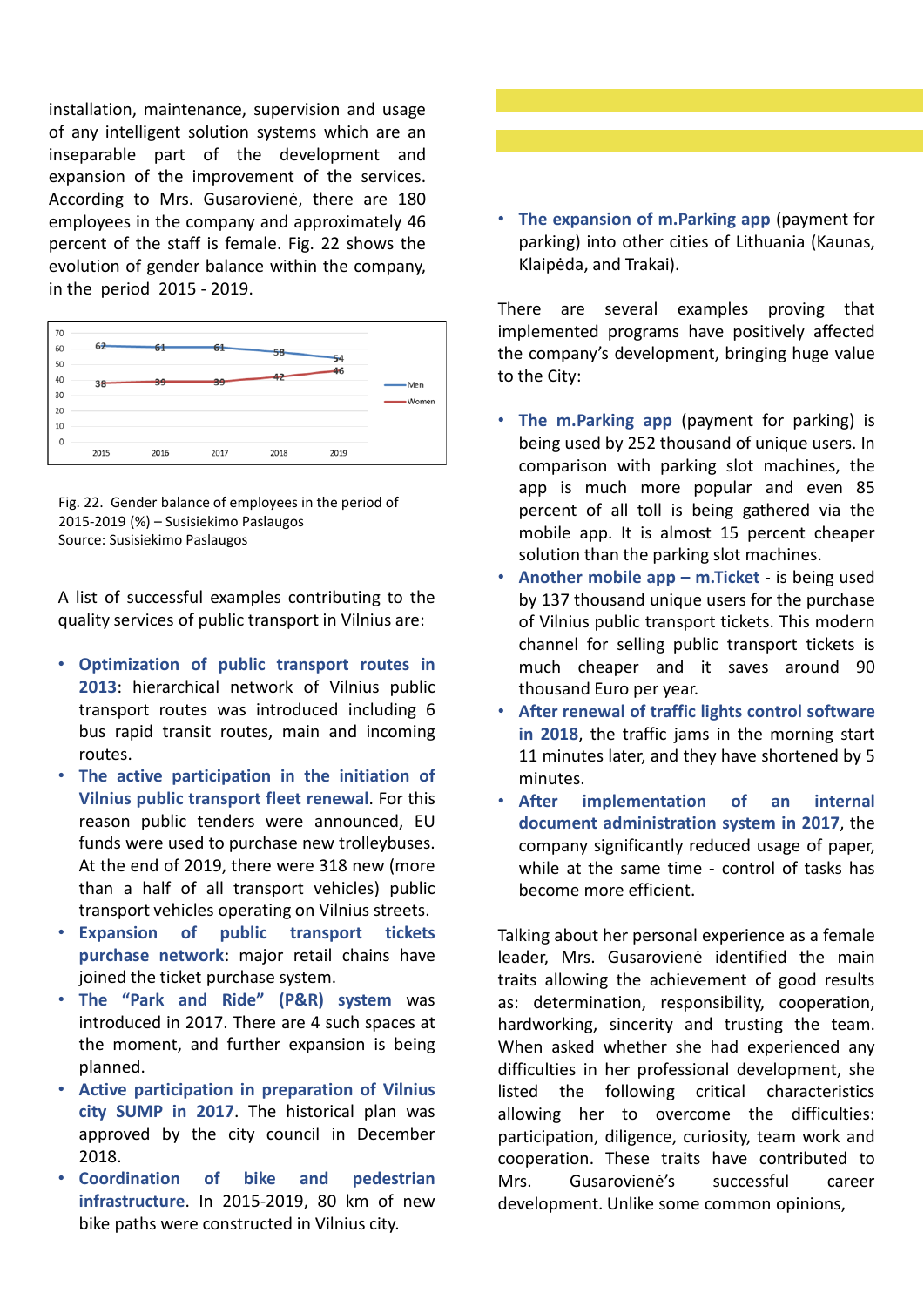installation, maintenance, supervision and usage of any intelligent solution systems which are an inseparable part of the development and expansion of the improvement of the services. According to Mrs. Gusarovienė, there are 180 employees in the company and approximately 46 percent of the staff is female. Fig. 22 shows the evolution of gender balance within the company, in the period 2015 - 2019.

| Year | Men | Women |
|---|---|---|
| 2015 | 62 | 38 |
| 2016 | 61 | 39 |
| 2017 | 61 | 39 |
| 2018 | 58 | 42 |
| 2019 | 54 | 46 |

Fig. 22. Gender balance of employees in the period of 2015-2019 (%) – Susisiekimo Paslaugos
Source: Susisiekimo Paslaugos

A list of successful examples contributing to the quality services of public transport in Vilnius are:

- **Optimization of public transport routes in 2013**: hierarchical network of Vilnius public transport routes was introduced including 6 bus rapid transit routes, main and incoming routes.
- **The active participation in the initiation of Vilnius public transport fleet renewal**. For this reason public tenders were announced, EU funds were used to purchase new trolleybuses. At the end of 2019, there were 318 new (more than a half of all transport vehicles) public transport vehicles operating on Vilnius streets.
- **Expansion of public transport tickets purchase network**: major retail chains have joined the ticket purchase system.
- **The "Park and Ride" (P&R) system** was introduced in 2017. There are 4 such spaces at the moment, and further expansion is being planned.
- **Active participation in preparation of Vilnius city SUMP in 2017**. The historical plan was approved by the city council in December 2018.
- **Coordination of bike and pedestrian infrastructure**. In 2015-2019, 80 km of new bike paths were constructed in Vilnius city.
- **The expansion of m.Parking app** (payment for parking) into other cities of Lithuania (Kaunas, Klaipėda, and Trakai).

There are several examples proving that implemented programs have positively affected the company's development, bringing huge value to the City:

- **The m.Parking app** (payment for parking) is being used by 252 thousand of unique users. In comparison with parking slot machines, the app is much more popular and even 85 percent of all toll is being gathered via the mobile app. It is almost 15 percent cheaper solution than the parking slot machines.
- **Another mobile app – m.Ticket** - is being used by 137 thousand unique users for the purchase of Vilnius public transport tickets. This modern channel for selling public transport tickets is much cheaper and it saves around 90 thousand Euro per year.
- **After renewal of traffic lights control software in 2018**, the traffic jams in the morning start 11 minutes later, and they have shortened by 5 minutes.
- **After implementation of an internal document administration system in 2017**, the company significantly reduced usage of paper, while at the same time - control of tasks has become more efficient.

Talking about her personal experience as a female leader, Mrs. Gusarovienė identified the main traits allowing the achievement of good results as: determination, responsibility, cooperation, hardworking, sincerity and trusting the team. When asked whether she had experienced any difficulties in her professional development, she listed the following critical characteristics allowing her to overcome the difficulties: participation, diligence, curiosity, team work and cooperation. These traits have contributed to Mrs. Gusarovienė's successful career development. Unlike some common opinions,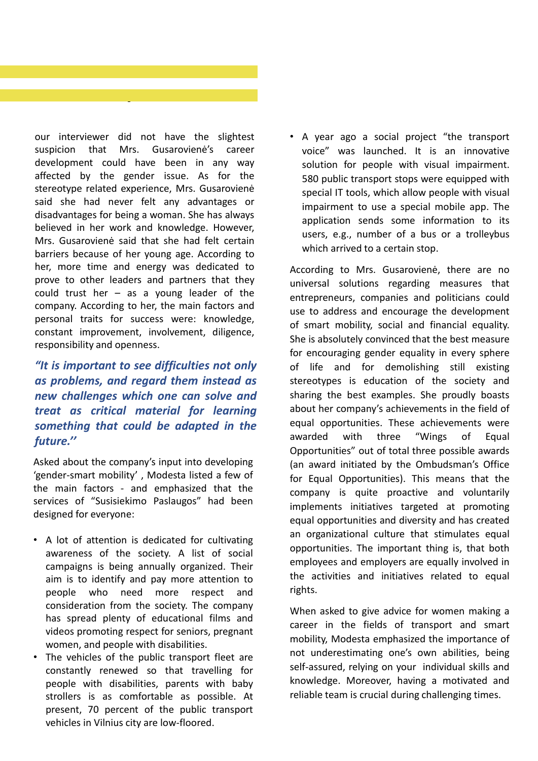our interviewer did not have the slightest suspicion that Mrs. Gusarovienė's career development could have been in any way affected by the gender issue. As for the stereotype related experience, Mrs. Gusarovienė said she had never felt any advantages or disadvantages for being a woman. She has always believed in her work and knowledge. However, Mrs. Gusarovienė said that she had felt certain barriers because of her young age. According to her, more time and energy was dedicated to prove to other leaders and partners that they could trust her – as a young leader of the company. According to her, the main factors and personal traits for success were: knowledge, constant improvement, involvement, diligence, responsibility and openness.

***"It is important to see difficulties not only as problems, and regard them instead as new challenges which one can solve and treat as critical material for learning something that could be adapted in the future.''***

Asked about the company's input into developing 'gender-smart mobility' , Modesta listed a few of the main factors - and emphasized that the services of "Susisiekimo Paslaugos" had been designed for everyone:

- A lot of attention is dedicated for cultivating awareness of the society. A list of social campaigns is being annually organized. Their aim is to identify and pay more attention to people who need more respect and consideration from the society. The company has spread plenty of educational films and videos promoting respect for seniors, pregnant women, and people with disabilities.
- The vehicles of the public transport fleet are constantly renewed so that travelling for people with disabilities, parents with baby strollers is as comfortable as possible. At present, 70 percent of the public transport vehicles in Vilnius city are low-floored.
- A year ago a social project "the transport voice" was launched. It is an innovative solution for people with visual impairment. 580 public transport stops were equipped with special IT tools, which allow people with visual impairment to use a special mobile app. The application sends some information to its users, e.g., number of a bus or a trolleybus which arrived to a certain stop.

According to Mrs. Gusarovienė, there are no universal solutions regarding measures that entrepreneurs, companies and politicians could use to address and encourage the development of smart mobility, social and financial equality. She is absolutely convinced that the best measure for encouraging gender equality in every sphere of life and for demolishing still existing stereotypes is education of the society and sharing the best examples. She proudly boasts about her company's achievements in the field of equal opportunities. These achievements were awarded with three "Wings of Equal Opportunities" out of total three possible awards (an award initiated by the Ombudsman's Office for Equal Opportunities). This means that the company is quite proactive and voluntarily implements initiatives targeted at promoting equal opportunities and diversity and has created an organizational culture that stimulates equal opportunities. The important thing is, that both employees and employers are equally involved in the activities and initiatives related to equal rights.

When asked to give advice for women making a career in the fields of transport and smart mobility, Modesta emphasized the importance of not underestimating one's own abilities, being self-assured, relying on your individual skills and knowledge. Moreover, having a motivated and reliable team is crucial during challenging times.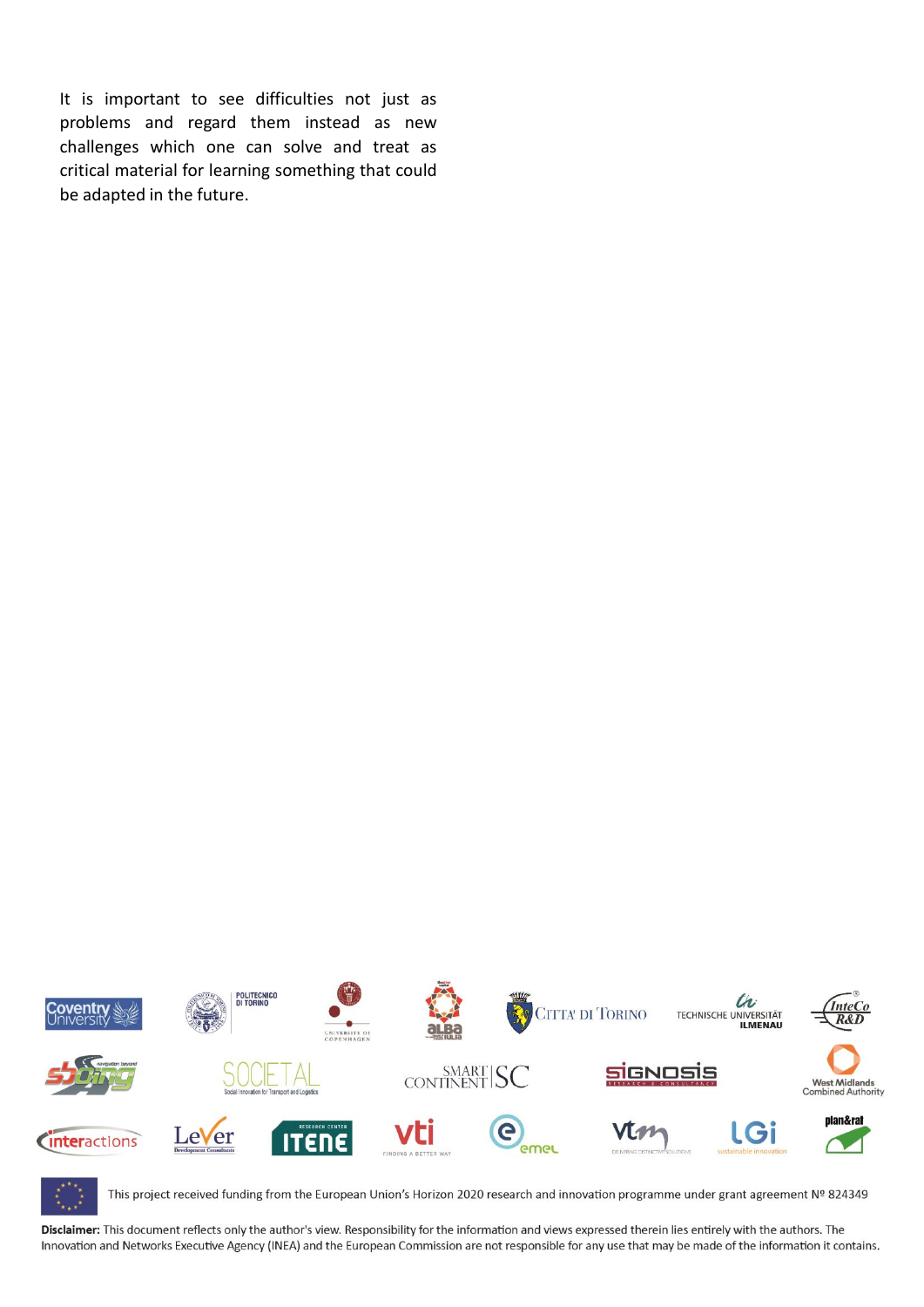It is important to see difficulties not just as problems and regard them instead as new challenges which one can solve and treat as critical material for learning something that could be adapted in the future.

This project received funding from the European Union's Horizon 2020 research and innovation programme under grant agreement Nº 824349

**Disclaimer:** This document reflects only the author's view. Responsibility for the information and views expressed therein lies entirely with the authors. The Innovation and Networks Executive Agency (INEA) and the European Commission are not responsible for any use that may be made of the information it contains.